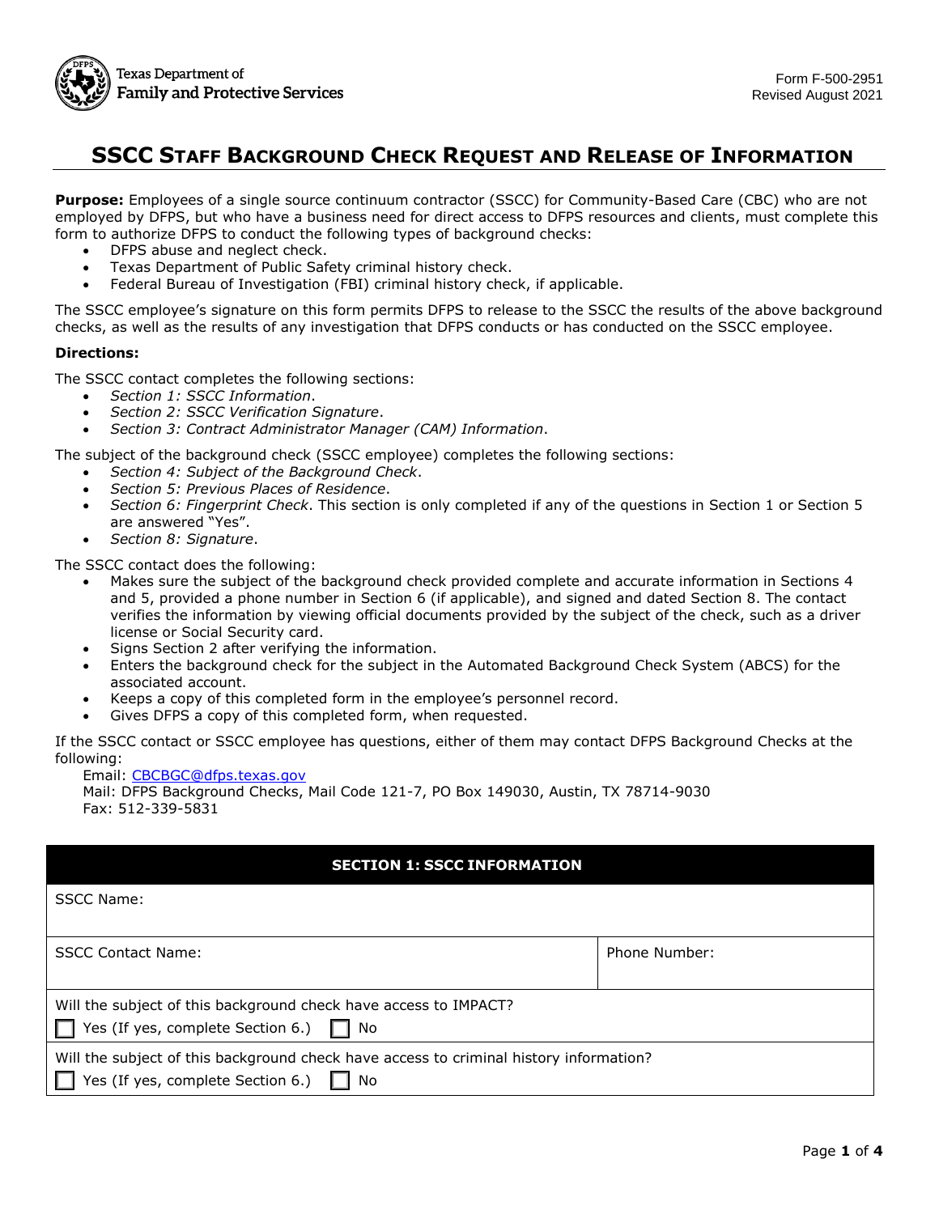Texas Department of Family and Protective Services

Form F-500-2951
Revised August 2021

# SSCC Staff Background Check Request and Release of Information

**Purpose:** Employees of a single source continuum contractor (SSCC) for Community-Based Care (CBC) who are not employed by DFPS, but who have a business need for direct access to DFPS resources and clients, must complete this form to authorize DFPS to conduct the following types of background checks:

- DFPS abuse and neglect check.
- Texas Department of Public Safety criminal history check.
- Federal Bureau of Investigation (FBI) criminal history check, if applicable.

The SSCC employee's signature on this form permits DFPS to release to the SSCC the results of the above background checks, as well as the results of any investigation that DFPS conducts or has conducted on the SSCC employee.

**Directions:**

The SSCC contact completes the following sections:

- *Section 1: SSCC Information*.
- *Section 2: SSCC Verification Signature*.
- *Section 3: Contract Administrator Manager (CAM) Information*.

The subject of the background check (SSCC employee) completes the following sections:

- *Section 4: Subject of the Background Check*.
- *Section 5: Previous Places of Residence*.
- *Section 6: Fingerprint Check*. This section is only completed if any of the questions in Section 1 or Section 5 are answered "Yes".
- *Section 8: Signature*.

The SSCC contact does the following:

- Makes sure the subject of the background check provided complete and accurate information in Sections 4 and 5, provided a phone number in Section 6 (if applicable), and signed and dated Section 8. The contact verifies the information by viewing official documents provided by the subject of the check, such as a driver license or Social Security card.
- Signs Section 2 after verifying the information.
- Enters the background check for the subject in the Automated Background Check System (ABCS) for the associated account.
- Keeps a copy of this completed form in the employee's personnel record.
- Gives DFPS a copy of this completed form, when requested.

If the SSCC contact or SSCC employee has questions, either of them may contact DFPS Background Checks at the following:

Email: CBCBGC@dfps.texas.gov
Mail: DFPS Background Checks, Mail Code 121-7, PO Box 149030, Austin, TX 78714-9030
Fax: 512-339-5831

## SECTION 1: SSCC INFORMATION

| | |
|---|---|
| SSCC Name: | |
| SSCC Contact Name: | Phone Number: |

Will the subject of this background check have access to IMPACT?
☐ Yes (If yes, complete Section 6.) ☐ No

Will the subject of this background check have access to criminal history information?
☐ Yes (If yes, complete Section 6.) ☐ No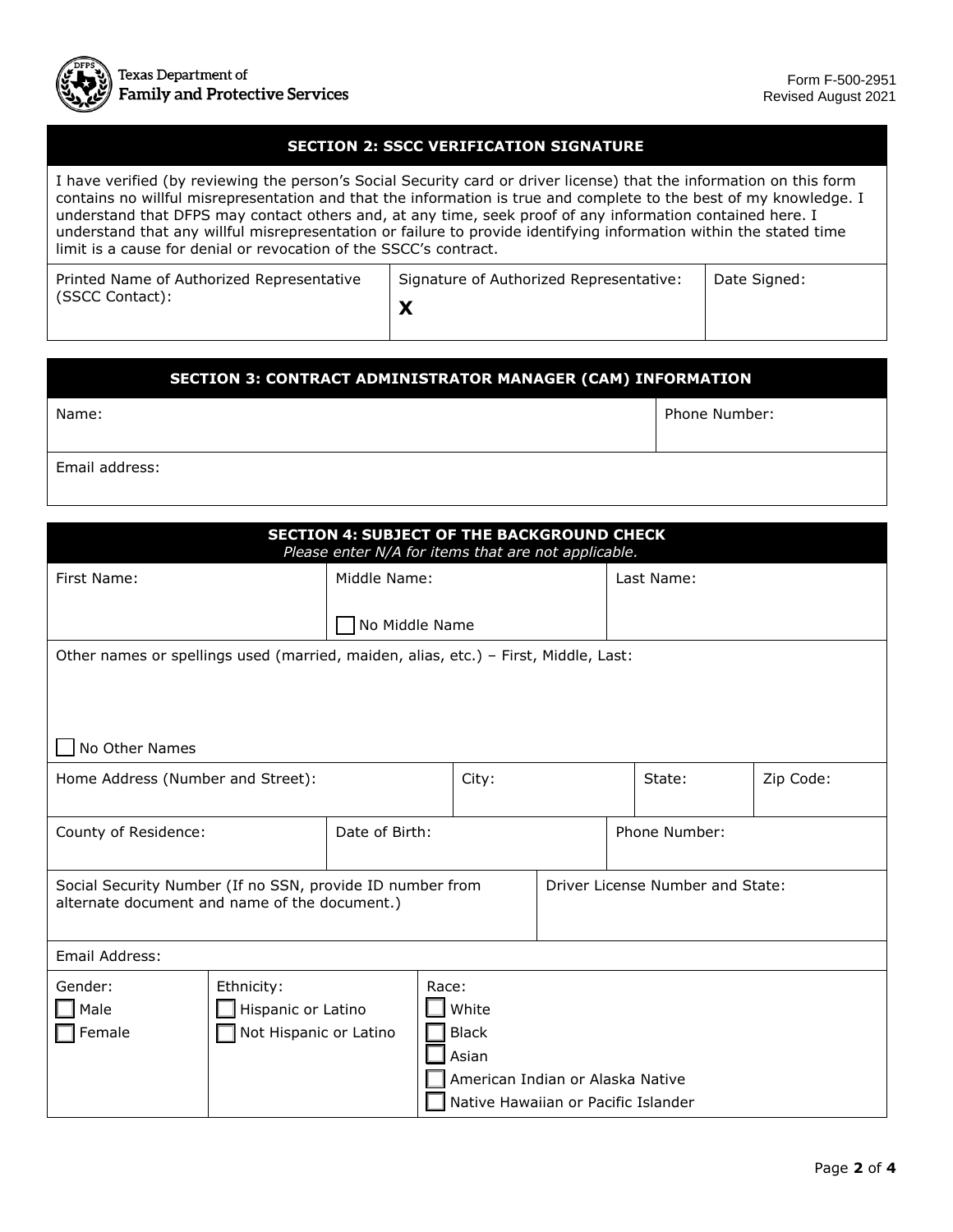## SECTION 2: SSCC VERIFICATION SIGNATURE

I have verified (by reviewing the person's Social Security card or driver license) that the information on this form contains no willful misrepresentation and that the information is true and complete to the best of my knowledge. I understand that DFPS may contact others and, at any time, seek proof of any information contained here. I understand that any willful misrepresentation or failure to provide identifying information within the stated time limit is a cause for denial or revocation of the SSCC's contract.

| | | |
|---|---|---|
| Printed Name of Authorized Representative (SSCC Contact): | Signature of Authorized Representative: **X** | Date Signed: |

## SECTION 3: CONTRACT ADMINISTRATOR MANAGER (CAM) INFORMATION

| | |
|---|---|
| Name: | Phone Number: |
| Email address: | |

## SECTION 4: SUBJECT OF THE BACKGROUND CHECK

*Please enter N/A for items that are not applicable.*

| | | |
|---|---|---|
| First Name: | Middle Name: ☐ No Middle Name | Last Name: |

Other names or spellings used (married, maiden, alias, etc.) – First, Middle, Last:

☐ No Other Names

| | | | |
|---|---|---|---|
| Home Address (Number and Street): | City: | State: | Zip Code: |

| | | |
|---|---|---|
| County of Residence: | Date of Birth: | Phone Number: |

| | |
|---|---|
| Social Security Number (If no SSN, provide ID number from alternate document and name of the document.) | Driver License Number and State: |

Email Address:

| Gender: | Ethnicity: | Race: |
|---|---|---|
| ☐ Male | ☐ Hispanic or Latino | ☐ White |
| ☐ Female | ☐ Not Hispanic or Latino | ☐ Black |
| | | ☐ Asian |
| | | ☐ American Indian or Alaska Native |
| | | ☐ Native Hawaiian or Pacific Islander |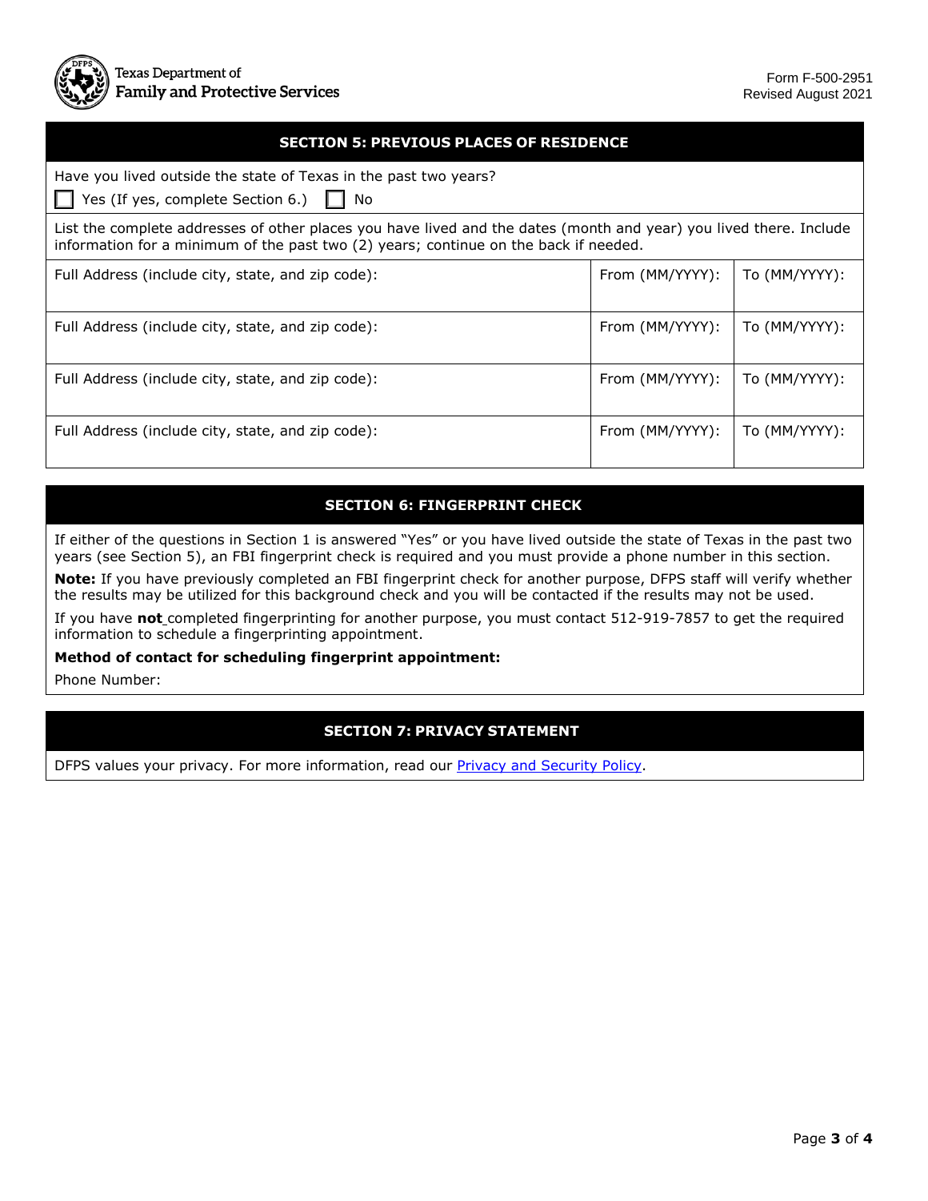Texas Department of Family and Protective Services

Form F-500-2951
Revised August 2021

## SECTION 5: PREVIOUS PLACES OF RESIDENCE

Have you lived outside the state of Texas in the past two years?

☐ Yes (If yes, complete Section 6.) ☐ No

List the complete addresses of other places you have lived and the dates (month and year) you lived there. Include information for a minimum of the past two (2) years; continue on the back if needed.

| | | |
|---|---|---|
| Full Address (include city, state, and zip code): | From (MM/YYYY): | To (MM/YYYY): |
| Full Address (include city, state, and zip code): | From (MM/YYYY): | To (MM/YYYY): |
| Full Address (include city, state, and zip code): | From (MM/YYYY): | To (MM/YYYY): |
| Full Address (include city, state, and zip code): | From (MM/YYYY): | To (MM/YYYY): |

## SECTION 6: FINGERPRINT CHECK

If either of the questions in Section 1 is answered "Yes" or you have lived outside the state of Texas in the past two years (see Section 5), an FBI fingerprint check is required and you must provide a phone number in this section.

**Note:** If you have previously completed an FBI fingerprint check for another purpose, DFPS staff will verify whether the results may be utilized for this background check and you will be contacted if the results may not be used.

If you have **not** completed fingerprinting for another purpose, you must contact 512-919-7857 to get the required information to schedule a fingerprinting appointment.

**Method of contact for scheduling fingerprint appointment:**

Phone Number:

## SECTION 7: PRIVACY STATEMENT

DFPS values your privacy. For more information, read our Privacy and Security Policy.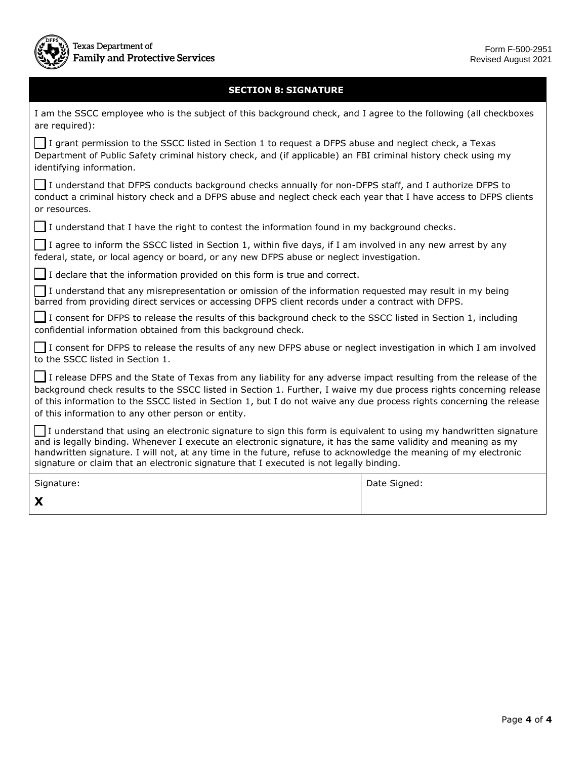Texas Department of Family and Protective Services

Form F-500-2951
Revised August 2021

## SECTION 8: SIGNATURE

I am the SSCC employee who is the subject of this background check, and I agree to the following (all checkboxes are required):

- ☐ I grant permission to the SSCC listed in Section 1 to request a DFPS abuse and neglect check, a Texas Department of Public Safety criminal history check, and (if applicable) an FBI criminal history check using my identifying information.
- ☐ I understand that DFPS conducts background checks annually for non-DFPS staff, and I authorize DFPS to conduct a criminal history check and a DFPS abuse and neglect check each year that I have access to DFPS clients or resources.
- ☐ I understand that I have the right to contest the information found in my background checks.
- ☐ I agree to inform the SSCC listed in Section 1, within five days, if I am involved in any new arrest by any federal, state, or local agency or board, or any new DFPS abuse or neglect investigation.
- ☐ I declare that the information provided on this form is true and correct.
- ☐ I understand that any misrepresentation or omission of the information requested may result in my being barred from providing direct services or accessing DFPS client records under a contract with DFPS.
- ☐ I consent for DFPS to release the results of this background check to the SSCC listed in Section 1, including confidential information obtained from this background check.
- ☐ I consent for DFPS to release the results of any new DFPS abuse or neglect investigation in which I am involved to the SSCC listed in Section 1.
- ☐ I release DFPS and the State of Texas from any liability for any adverse impact resulting from the release of the background check results to the SSCC listed in Section 1. Further, I waive my due process rights concerning release of this information to the SSCC listed in Section 1, but I do not waive any due process rights concerning the release of this information to any other person or entity.
- ☐ I understand that using an electronic signature to sign this form is equivalent to using my handwritten signature and is legally binding. Whenever I execute an electronic signature, it has the same validity and meaning as my handwritten signature. I will not, at any time in the future, refuse to acknowledge the meaning of my electronic signature or claim that an electronic signature that I executed is not legally binding.

| Signature: | Date Signed: |
|---|---|
| **X** | |